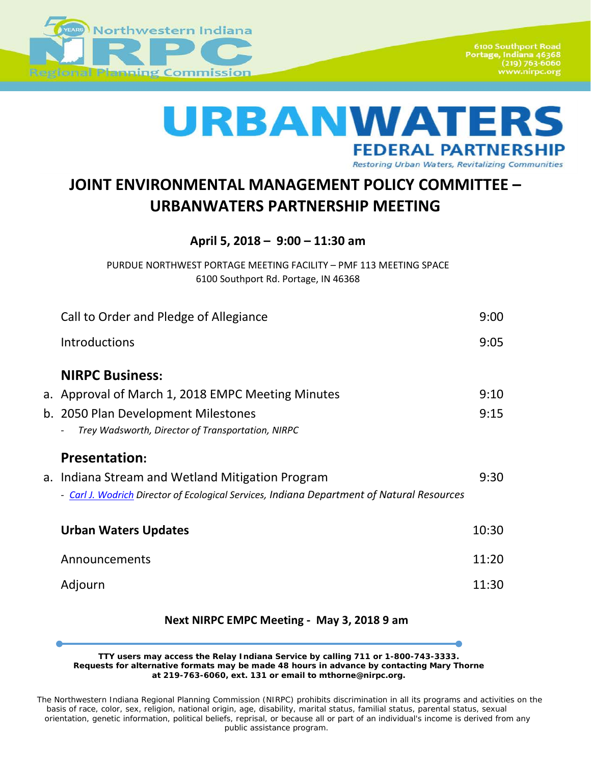Northwestern Indiana NIRPC Regional Planning Commission

6100 Southport Road
Portage, Indiana 46368
(219) 763-6060
www.nirpc.org

URBANWATERS FEDERAL PARTNERSHIP
*Restoring Urban Waters, Revitalizing Communities*

# JOINT ENVIRONMENTAL MANAGEMENT POLICY COMMITTEE – URBANWATERS PARTNERSHIP MEETING

### April 5, 2018 – 9:00 – 11:30 am

PURDUE NORTHWEST PORTAGE MEETING FACILITY – PMF 113 MEETING SPACE
6100 Southport Rd. Portage, IN 46368

| | |
|---|---|
| Call to Order and Pledge of Allegiance | 9:00 |
| Introductions | 9:05 |
| **NIRPC Business:** | |
| a. Approval of March 1, 2018 EMPC Meeting Minutes | 9:10 |
| b. 2050 Plan Development Milestones<br>- *Trey Wadsworth, Director of Transportation, NIRPC* | 9:15 |
| **Presentation:** | |
| a. Indiana Stream and Wetland Mitigation Program<br>- *Carl J. Wodrich Director of Ecological Services, Indiana Department of Natural Resources* | 9:30 |
| **Urban Waters Updates** | 10:30 |
| Announcements | 11:20 |
| Adjourn | 11:30 |

**Next NIRPC EMPC Meeting - May 3, 2018 9 am**

**TTY users may access the Relay Indiana Service by calling 711 or 1-800-743-3333. Requests for alternative formats may be made 48 hours in advance by contacting Mary Thorne at 219-763-6060, ext. 131 or email to mthorne@nirpc.org.**

The Northwestern Indiana Regional Planning Commission (NIRPC) prohibits discrimination in all its programs and activities on the basis of race, color, sex, religion, national origin, age, disability, marital status, familial status, parental status, sexual orientation, genetic information, political beliefs, reprisal, or because all or part of an individual's income is derived from any public assistance program.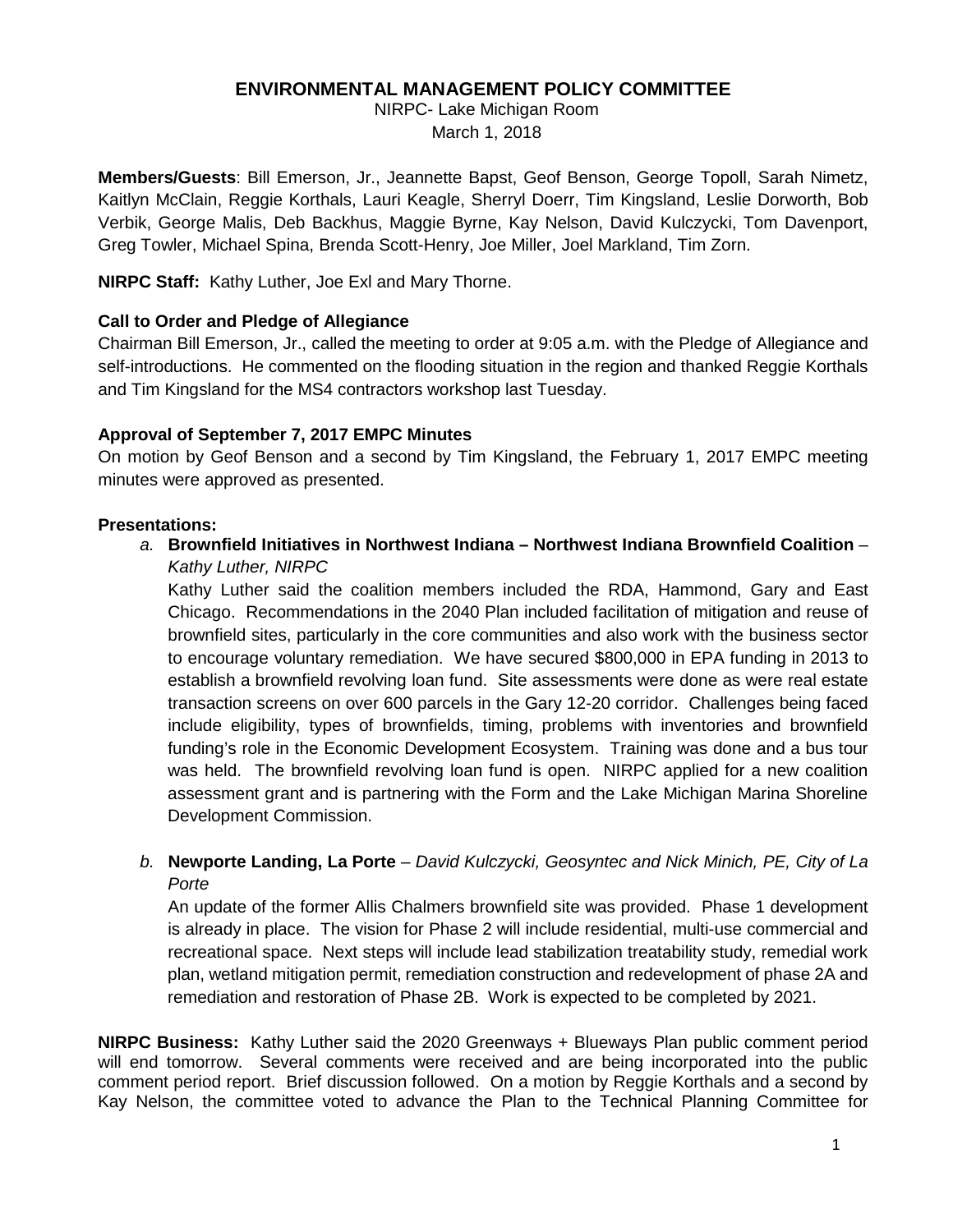## ENVIRONMENTAL MANAGEMENT POLICY COMMITTEE

NIRPC- Lake Michigan Room
March 1, 2018

**Members/Guests**: Bill Emerson, Jr., Jeannette Bapst, Geof Benson, George Topoll, Sarah Nimetz, Kaitlyn McClain, Reggie Korthals, Lauri Keagle, Sherryl Doerr, Tim Kingsland, Leslie Dorworth, Bob Verbik, George Malis, Deb Backhus, Maggie Byrne, Kay Nelson, David Kulczycki, Tom Davenport, Greg Towler, Michael Spina, Brenda Scott-Henry, Joe Miller, Joel Markland, Tim Zorn.

**NIRPC Staff:** Kathy Luther, Joe Exl and Mary Thorne.

### Call to Order and Pledge of Allegiance

Chairman Bill Emerson, Jr., called the meeting to order at 9:05 a.m. with the Pledge of Allegiance and self-introductions. He commented on the flooding situation in the region and thanked Reggie Korthals and Tim Kingsland for the MS4 contractors workshop last Tuesday.

### Approval of September 7, 2017 EMPC Minutes

On motion by Geof Benson and a second by Tim Kingsland, the February 1, 2017 EMPC meeting minutes were approved as presented.

### Presentations:

*a.* **Brownfield Initiatives in Northwest Indiana – Northwest Indiana Brownfield Coalition** – *Kathy Luther, NIRPC*

Kathy Luther said the coalition members included the RDA, Hammond, Gary and East Chicago. Recommendations in the 2040 Plan included facilitation of mitigation and reuse of brownfield sites, particularly in the core communities and also work with the business sector to encourage voluntary remediation. We have secured $800,000 in EPA funding in 2013 to establish a brownfield revolving loan fund. Site assessments were done as were real estate transaction screens on over 600 parcels in the Gary 12-20 corridor. Challenges being faced include eligibility, types of brownfields, timing, problems with inventories and brownfield funding's role in the Economic Development Ecosystem. Training was done and a bus tour was held. The brownfield revolving loan fund is open. NIRPC applied for a new coalition assessment grant and is partnering with the Form and the Lake Michigan Marina Shoreline Development Commission.

*b.* **Newporte Landing, La Porte** – *David Kulczycki, Geosyntec and Nick Minich, PE, City of La Porte*

An update of the former Allis Chalmers brownfield site was provided. Phase 1 development is already in place. The vision for Phase 2 will include residential, multi-use commercial and recreational space. Next steps will include lead stabilization treatability study, remedial work plan, wetland mitigation permit, remediation construction and redevelopment of phase 2A and remediation and restoration of Phase 2B. Work is expected to be completed by 2021.

**NIRPC Business:** Kathy Luther said the 2020 Greenways + Blueways Plan public comment period will end tomorrow. Several comments were received and are being incorporated into the public comment period report. Brief discussion followed. On a motion by Reggie Korthals and a second by Kay Nelson, the committee voted to advance the Plan to the Technical Planning Committee for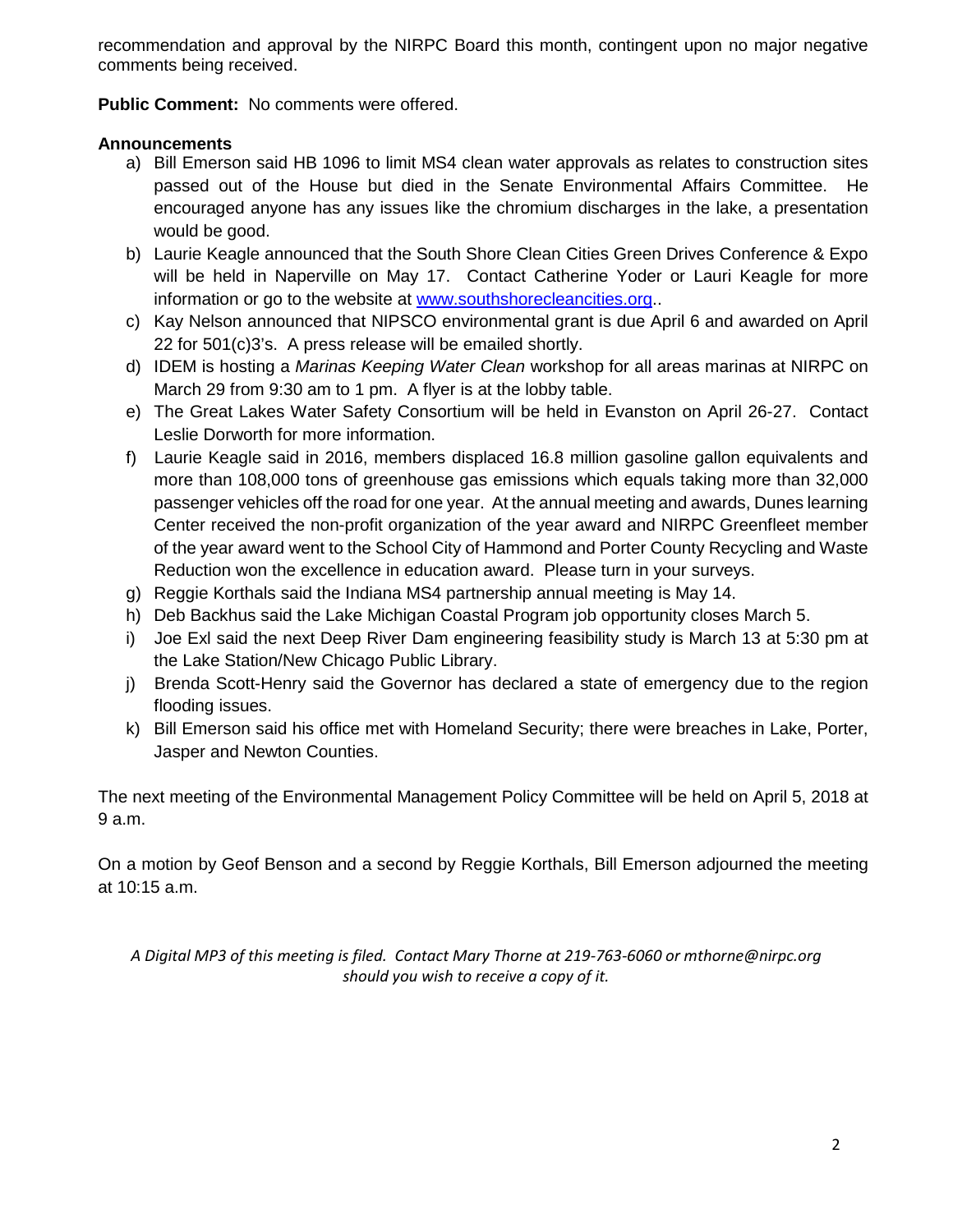recommendation and approval by the NIRPC Board this month, contingent upon no major negative comments being received.

**Public Comment:** No comments were offered.

**Announcements**

a) Bill Emerson said HB 1096 to limit MS4 clean water approvals as relates to construction sites passed out of the House but died in the Senate Environmental Affairs Committee. He encouraged anyone has any issues like the chromium discharges in the lake, a presentation would be good.
b) Laurie Keagle announced that the South Shore Clean Cities Green Drives Conference & Expo will be held in Naperville on May 17. Contact Catherine Yoder or Lauri Keagle for more information or go to the website at [www.southshorecleancities.org](www.southshorecleancities.org)..
c) Kay Nelson announced that NIPSCO environmental grant is due April 6 and awarded on April 22 for 501(c)3's. A press release will be emailed shortly.
d) IDEM is hosting a *Marinas Keeping Water Clean* workshop for all areas marinas at NIRPC on March 29 from 9:30 am to 1 pm. A flyer is at the lobby table.
e) The Great Lakes Water Safety Consortium will be held in Evanston on April 26-27. Contact Leslie Dorworth for more information.
f) Laurie Keagle said in 2016, members displaced 16.8 million gasoline gallon equivalents and more than 108,000 tons of greenhouse gas emissions which equals taking more than 32,000 passenger vehicles off the road for one year. At the annual meeting and awards, Dunes learning Center received the non-profit organization of the year award and NIRPC Greenfleet member of the year award went to the School City of Hammond and Porter County Recycling and Waste Reduction won the excellence in education award. Please turn in your surveys.
g) Reggie Korthals said the Indiana MS4 partnership annual meeting is May 14.
h) Deb Backhus said the Lake Michigan Coastal Program job opportunity closes March 5.
i) Joe Exl said the next Deep River Dam engineering feasibility study is March 13 at 5:30 pm at the Lake Station/New Chicago Public Library.
j) Brenda Scott-Henry said the Governor has declared a state of emergency due to the region flooding issues.
k) Bill Emerson said his office met with Homeland Security; there were breaches in Lake, Porter, Jasper and Newton Counties.

The next meeting of the Environmental Management Policy Committee will be held on April 5, 2018 at 9 a.m.

On a motion by Geof Benson and a second by Reggie Korthals, Bill Emerson adjourned the meeting at 10:15 a.m.

*A Digital MP3 of this meeting is filed. Contact Mary Thorne at 219-763-6060 or mthorne@nirpc.org should you wish to receive a copy of it.*